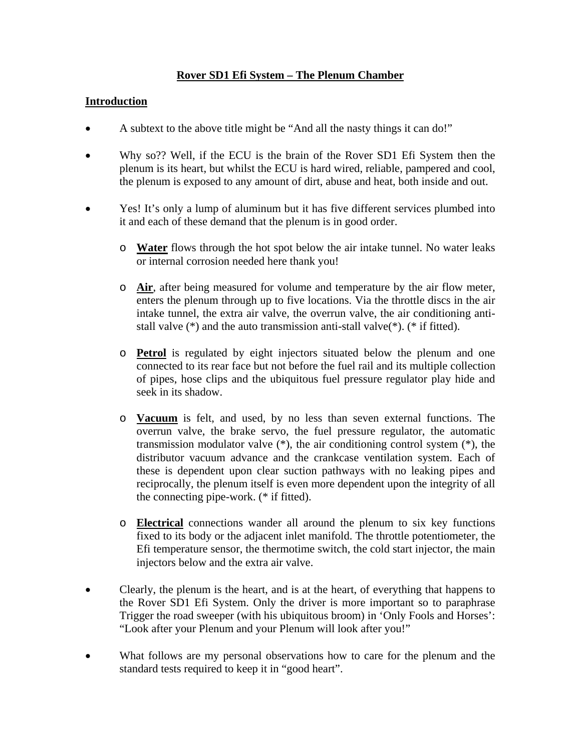# Rover SD1 Efi System – The Plenum Chamber

## Introduction

- A subtext to the above title might be "And all the nasty things it can do!"
- Why so?? Well, if the ECU is the brain of the Rover SD1 Efi System then the plenum is its heart, but whilst the ECU is hard wired, reliable, pampered and cool, the plenum is exposed to any amount of dirt, abuse and heat, both inside and out.
- Yes! It's only a lump of aluminum but it has five different services plumbed into it and each of these demand that the plenum is in good order.
  - **Water** flows through the hot spot below the air intake tunnel. No water leaks or internal corrosion needed here thank you!
  - **Air**, after being measured for volume and temperature by the air flow meter, enters the plenum through up to five locations. Via the throttle discs in the air intake tunnel, the extra air valve, the overrun valve, the air conditioning anti-stall valve (*) and the auto transmission anti-stall valve(*). (* if fitted).
  - **Petrol** is regulated by eight injectors situated below the plenum and one connected to its rear face but not before the fuel rail and its multiple collection of pipes, hose clips and the ubiquitous fuel pressure regulator play hide and seek in its shadow.
  - **Vacuum** is felt, and used, by no less than seven external functions. The overrun valve, the brake servo, the fuel pressure regulator, the automatic transmission modulator valve (*), the air conditioning control system (*), the distributor vacuum advance and the crankcase ventilation system. Each of these is dependent upon clear suction pathways with no leaking pipes and reciprocally, the plenum itself is even more dependent upon the integrity of all the connecting pipe-work. (* if fitted).
  - **Electrical** connections wander all around the plenum to six key functions fixed to its body or the adjacent inlet manifold. The throttle potentiometer, the Efi temperature sensor, the thermotime switch, the cold start injector, the main injectors below and the extra air valve.
- Clearly, the plenum is the heart, and is at the heart, of everything that happens to the Rover SD1 Efi System. Only the driver is more important so to paraphrase Trigger the road sweeper (with his ubiquitous broom) in 'Only Fools and Horses': "Look after your Plenum and your Plenum will look after you!"
- What follows are my personal observations how to care for the plenum and the standard tests required to keep it in "good heart".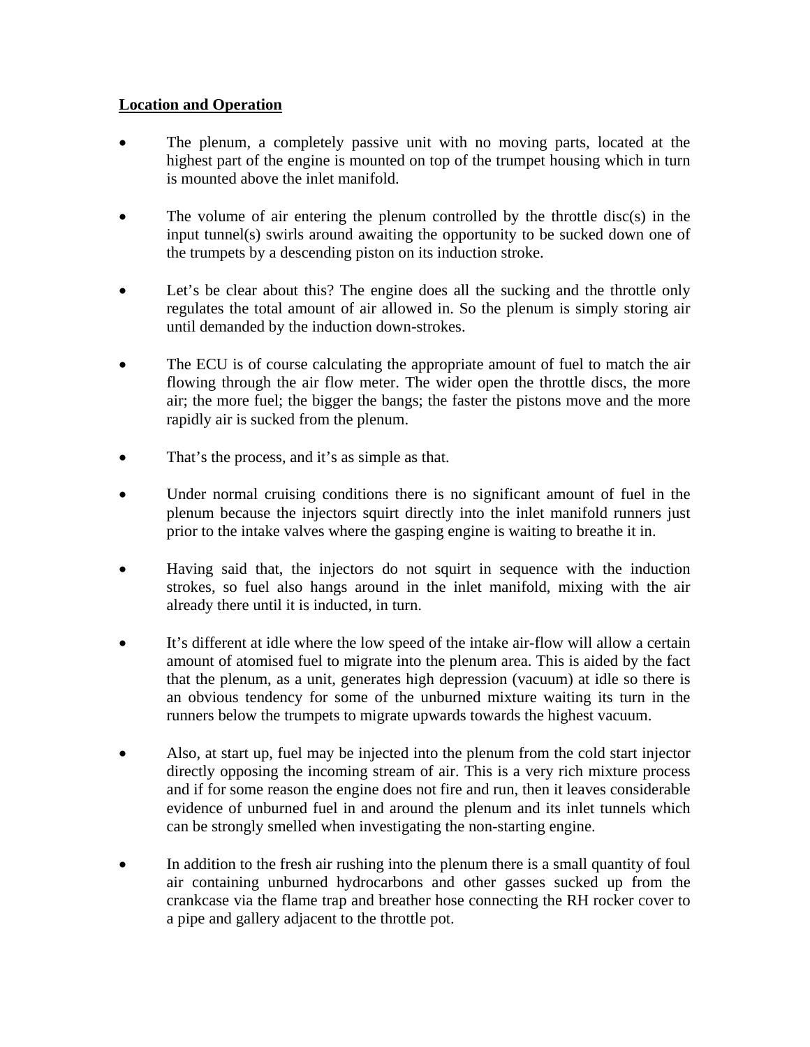**Location and Operation**

- The plenum, a completely passive unit with no moving parts, located at the highest part of the engine is mounted on top of the trumpet housing which in turn is mounted above the inlet manifold.

- The volume of air entering the plenum controlled by the throttle disc(s) in the input tunnel(s) swirls around awaiting the opportunity to be sucked down one of the trumpets by a descending piston on its induction stroke.

- Let's be clear about this? The engine does all the sucking and the throttle only regulates the total amount of air allowed in. So the plenum is simply storing air until demanded by the induction down-strokes.

- The ECU is of course calculating the appropriate amount of fuel to match the air flowing through the air flow meter. The wider open the throttle discs, the more air; the more fuel; the bigger the bangs; the faster the pistons move and the more rapidly air is sucked from the plenum.

- That's the process, and it's as simple as that.

- Under normal cruising conditions there is no significant amount of fuel in the plenum because the injectors squirt directly into the inlet manifold runners just prior to the intake valves where the gasping engine is waiting to breathe it in.

- Having said that, the injectors do not squirt in sequence with the induction strokes, so fuel also hangs around in the inlet manifold, mixing with the air already there until it is inducted, in turn.

- It's different at idle where the low speed of the intake air-flow will allow a certain amount of atomised fuel to migrate into the plenum area. This is aided by the fact that the plenum, as a unit, generates high depression (vacuum) at idle so there is an obvious tendency for some of the unburned mixture waiting its turn in the runners below the trumpets to migrate upwards towards the highest vacuum.

- Also, at start up, fuel may be injected into the plenum from the cold start injector directly opposing the incoming stream of air. This is a very rich mixture process and if for some reason the engine does not fire and run, then it leaves considerable evidence of unburned fuel in and around the plenum and its inlet tunnels which can be strongly smelled when investigating the non-starting engine.

- In addition to the fresh air rushing into the plenum there is a small quantity of foul air containing unburned hydrocarbons and other gasses sucked up from the crankcase via the flame trap and breather hose connecting the RH rocker cover to a pipe and gallery adjacent to the throttle pot.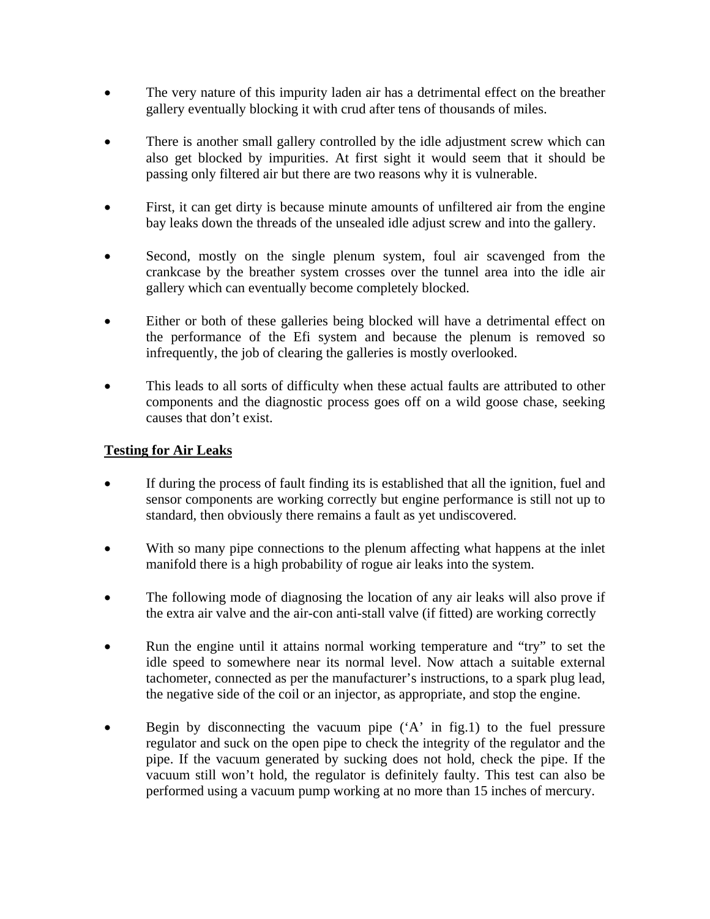- The very nature of this impurity laden air has a detrimental effect on the breather gallery eventually blocking it with crud after tens of thousands of miles.

- There is another small gallery controlled by the idle adjustment screw which can also get blocked by impurities. At first sight it would seem that it should be passing only filtered air but there are two reasons why it is vulnerable.

- First, it can get dirty is because minute amounts of unfiltered air from the engine bay leaks down the threads of the unsealed idle adjust screw and into the gallery.

- Second, mostly on the single plenum system, foul air scavenged from the crankcase by the breather system crosses over the tunnel area into the idle air gallery which can eventually become completely blocked.

- Either or both of these galleries being blocked will have a detrimental effect on the performance of the Efi system and because the plenum is removed so infrequently, the job of clearing the galleries is mostly overlooked.

- This leads to all sorts of difficulty when these actual faults are attributed to other components and the diagnostic process goes off on a wild goose chase, seeking causes that don't exist.

**Testing for Air Leaks**

- If during the process of fault finding its is established that all the ignition, fuel and sensor components are working correctly but engine performance is still not up to standard, then obviously there remains a fault as yet undiscovered.

- With so many pipe connections to the plenum affecting what happens at the inlet manifold there is a high probability of rogue air leaks into the system.

- The following mode of diagnosing the location of any air leaks will also prove if the extra air valve and the air-con anti-stall valve (if fitted) are working correctly

- Run the engine until it attains normal working temperature and "try" to set the idle speed to somewhere near its normal level. Now attach a suitable external tachometer, connected as per the manufacturer's instructions, to a spark plug lead, the negative side of the coil or an injector, as appropriate, and stop the engine.

- Begin by disconnecting the vacuum pipe ('A' in fig.1) to the fuel pressure regulator and suck on the open pipe to check the integrity of the regulator and the pipe. If the vacuum generated by sucking does not hold, check the pipe. If the vacuum still won't hold, the regulator is definitely faulty. This test can also be performed using a vacuum pump working at no more than 15 inches of mercury.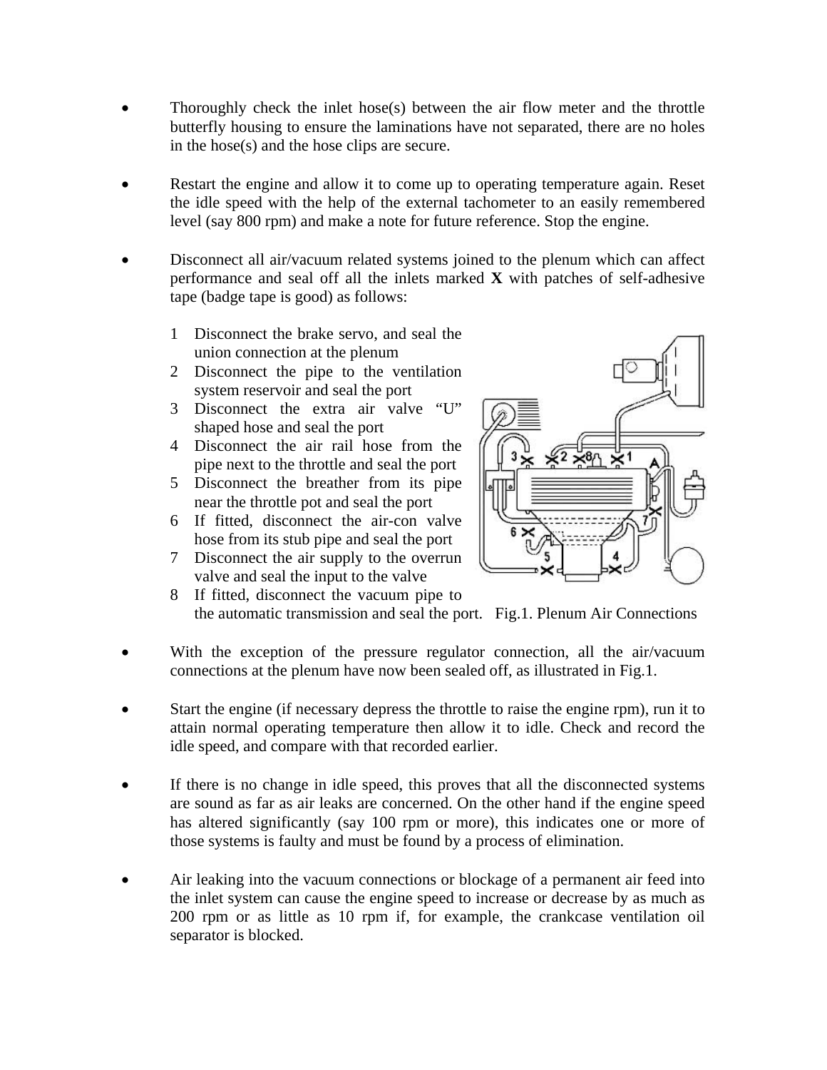- Thoroughly check the inlet hose(s) between the air flow meter and the throttle butterfly housing to ensure the laminations have not separated, there are no holes in the hose(s) and the hose clips are secure.

- Restart the engine and allow it to come up to operating temperature again. Reset the idle speed with the help of the external tachometer to an easily remembered level (say 800 rpm) and make a note for future reference. Stop the engine.

- Disconnect all air/vacuum related systems joined to the plenum which can affect performance and seal off all the inlets marked **X** with patches of self-adhesive tape (badge tape is good) as follows:

  1. Disconnect the brake servo, and seal the union connection at the plenum
  2. Disconnect the pipe to the ventilation system reservoir and seal the port
  3. Disconnect the extra air valve "U" shaped hose and seal the port
  4. Disconnect the air rail hose from the pipe next to the throttle and seal the port
  5. Disconnect the breather from its pipe near the throttle pot and seal the port
  6. If fitted, disconnect the air-con valve hose from its stub pipe and seal the port
  7. Disconnect the air supply to the overrun valve and seal the input to the valve
  8. If fitted, disconnect the vacuum pipe to the automatic transmission and seal the port.

Fig.1. Plenum Air Connections

- With the exception of the pressure regulator connection, all the air/vacuum connections at the plenum have now been sealed off, as illustrated in Fig.1.

- Start the engine (if necessary depress the throttle to raise the engine rpm), run it to attain normal operating temperature then allow it to idle. Check and record the idle speed, and compare with that recorded earlier.

- If there is no change in idle speed, this proves that all the disconnected systems are sound as far as air leaks are concerned. On the other hand if the engine speed has altered significantly (say 100 rpm or more), this indicates one or more of those systems is faulty and must be found by a process of elimination.

- Air leaking into the vacuum connections or blockage of a permanent air feed into the inlet system can cause the engine speed to increase or decrease by as much as 200 rpm or as little as 10 rpm if, for example, the crankcase ventilation oil separator is blocked.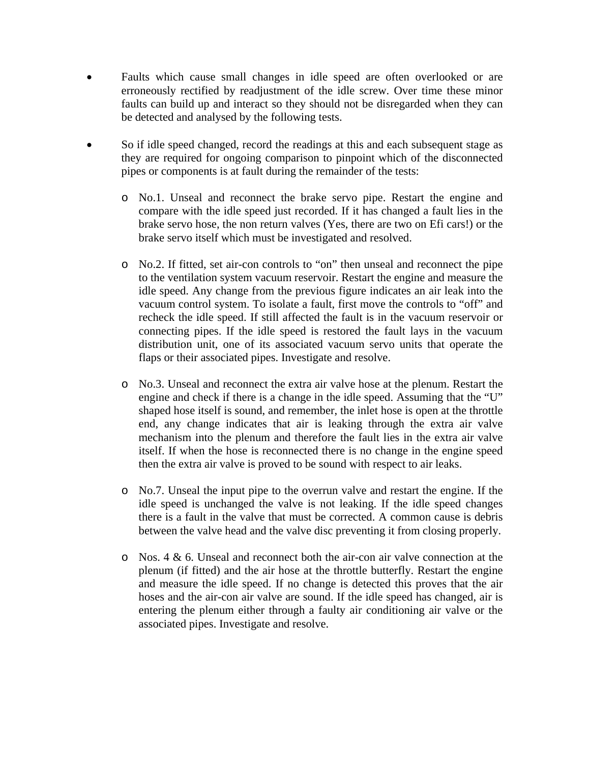- Faults which cause small changes in idle speed are often overlooked or are erroneously rectified by readjustment of the idle screw. Over time these minor faults can build up and interact so they should not be disregarded when they can be detected and analysed by the following tests.

- So if idle speed changed, record the readings at this and each subsequent stage as they are required for ongoing comparison to pinpoint which of the disconnected pipes or components is at fault during the remainder of the tests:

  - No.1. Unseal and reconnect the brake servo pipe. Restart the engine and compare with the idle speed just recorded. If it has changed a fault lies in the brake servo hose, the non return valves (Yes, there are two on Efi cars!) or the brake servo itself which must be investigated and resolved.

  - No.2. If fitted, set air-con controls to "on" then unseal and reconnect the pipe to the ventilation system vacuum reservoir. Restart the engine and measure the idle speed. Any change from the previous figure indicates an air leak into the vacuum control system. To isolate a fault, first move the controls to "off" and recheck the idle speed. If still affected the fault is in the vacuum reservoir or connecting pipes. If the idle speed is restored the fault lays in the vacuum distribution unit, one of its associated vacuum servo units that operate the flaps or their associated pipes. Investigate and resolve.

  - No.3. Unseal and reconnect the extra air valve hose at the plenum. Restart the engine and check if there is a change in the idle speed. Assuming that the "U" shaped hose itself is sound, and remember, the inlet hose is open at the throttle end, any change indicates that air is leaking through the extra air valve mechanism into the plenum and therefore the fault lies in the extra air valve itself. If when the hose is reconnected there is no change in the engine speed then the extra air valve is proved to be sound with respect to air leaks.

  - No.7. Unseal the input pipe to the overrun valve and restart the engine. If the idle speed is unchanged the valve is not leaking. If the idle speed changes there is a fault in the valve that must be corrected. A common cause is debris between the valve head and the valve disc preventing it from closing properly.

  - Nos. 4 & 6. Unseal and reconnect both the air-con air valve connection at the plenum (if fitted) and the air hose at the throttle butterfly. Restart the engine and measure the idle speed. If no change is detected this proves that the air hoses and the air-con air valve are sound. If the idle speed has changed, air is entering the plenum either through a faulty air conditioning air valve or the associated pipes. Investigate and resolve.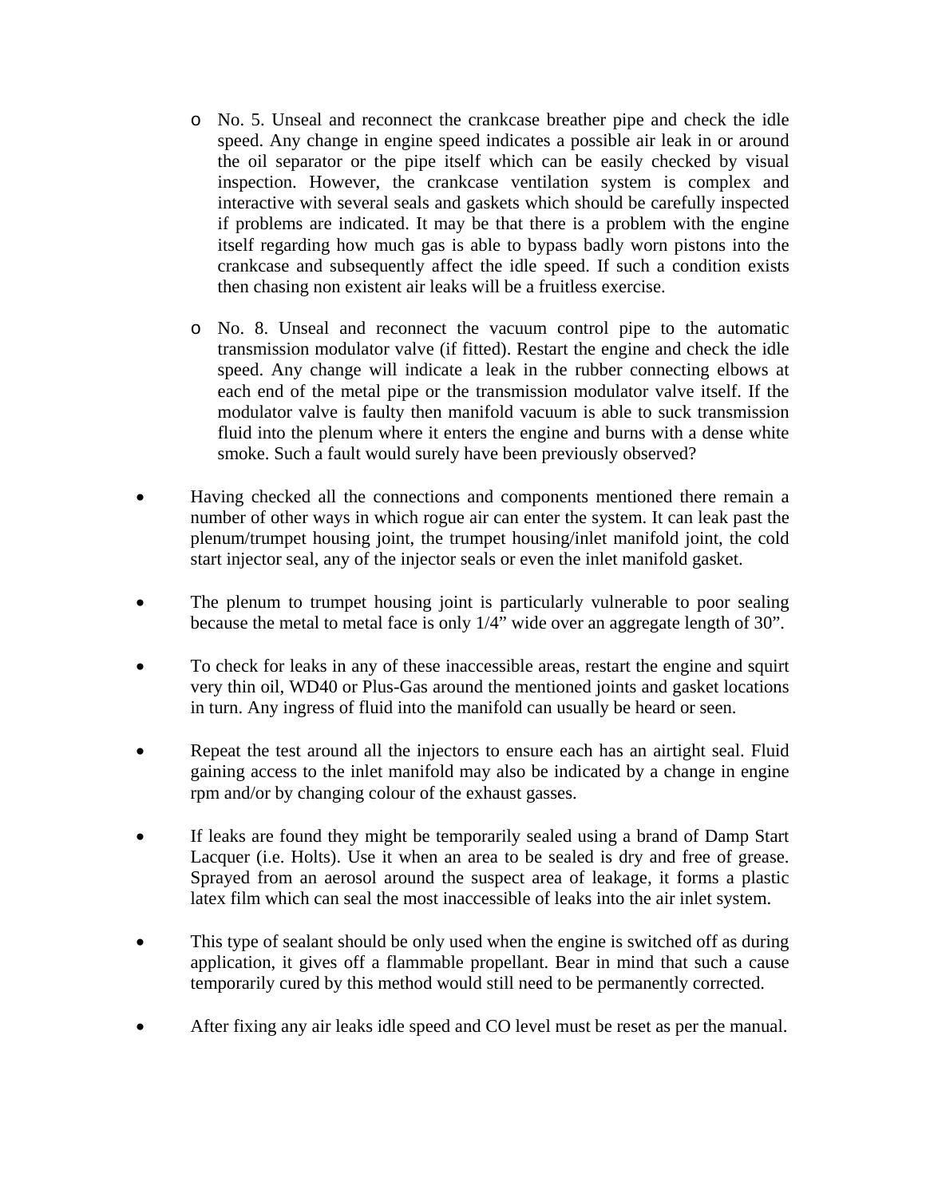- No. 5. Unseal and reconnect the crankcase breather pipe and check the idle speed. Any change in engine speed indicates a possible air leak in or around the oil separator or the pipe itself which can be easily checked by visual inspection. However, the crankcase ventilation system is complex and interactive with several seals and gaskets which should be carefully inspected if problems are indicated. It may be that there is a problem with the engine itself regarding how much gas is able to bypass badly worn pistons into the crankcase and subsequently affect the idle speed. If such a condition exists then chasing non existent air leaks will be a fruitless exercise.

- No. 8. Unseal and reconnect the vacuum control pipe to the automatic transmission modulator valve (if fitted). Restart the engine and check the idle speed. Any change will indicate a leak in the rubber connecting elbows at each end of the metal pipe or the transmission modulator valve itself. If the modulator valve is faulty then manifold vacuum is able to suck transmission fluid into the plenum where it enters the engine and burns with a dense white smoke. Such a fault would surely have been previously observed?

- Having checked all the connections and components mentioned there remain a number of other ways in which rogue air can enter the system. It can leak past the plenum/trumpet housing joint, the trumpet housing/inlet manifold joint, the cold start injector seal, any of the injector seals or even the inlet manifold gasket.

- The plenum to trumpet housing joint is particularly vulnerable to poor sealing because the metal to metal face is only 1/4" wide over an aggregate length of 30".

- To check for leaks in any of these inaccessible areas, restart the engine and squirt very thin oil, WD40 or Plus-Gas around the mentioned joints and gasket locations in turn. Any ingress of fluid into the manifold can usually be heard or seen.

- Repeat the test around all the injectors to ensure each has an airtight seal. Fluid gaining access to the inlet manifold may also be indicated by a change in engine rpm and/or by changing colour of the exhaust gasses.

- If leaks are found they might be temporarily sealed using a brand of Damp Start Lacquer (i.e. Holts). Use it when an area to be sealed is dry and free of grease. Sprayed from an aerosol around the suspect area of leakage, it forms a plastic latex film which can seal the most inaccessible of leaks into the air inlet system.

- This type of sealant should be only used when the engine is switched off as during application, it gives off a flammable propellant. Bear in mind that such a cause temporarily cured by this method would still need to be permanently corrected.

- After fixing any air leaks idle speed and CO level must be reset as per the manual.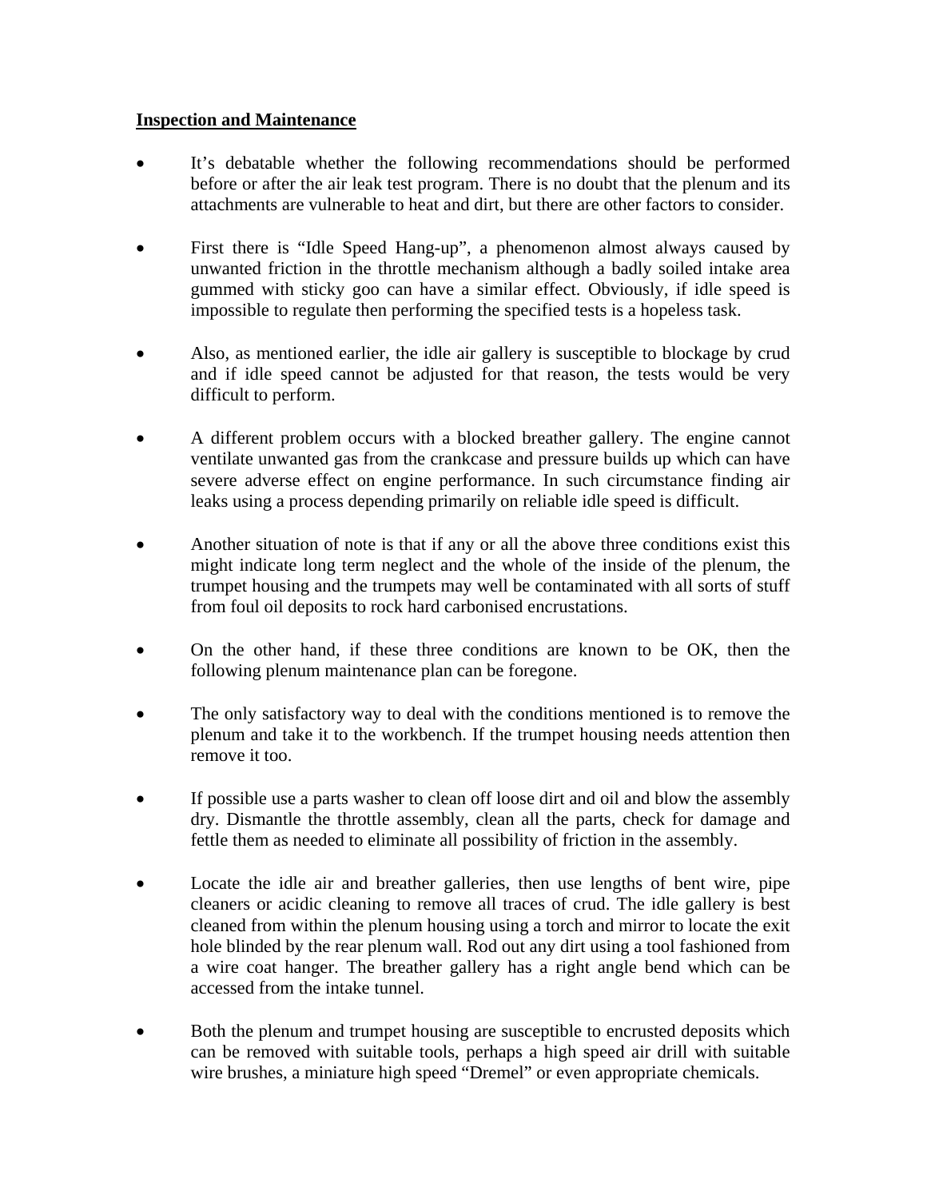**Inspection and Maintenance**

- It's debatable whether the following recommendations should be performed before or after the air leak test program. There is no doubt that the plenum and its attachments are vulnerable to heat and dirt, but there are other factors to consider.

- First there is "Idle Speed Hang-up", a phenomenon almost always caused by unwanted friction in the throttle mechanism although a badly soiled intake area gummed with sticky goo can have a similar effect. Obviously, if idle speed is impossible to regulate then performing the specified tests is a hopeless task.

- Also, as mentioned earlier, the idle air gallery is susceptible to blockage by crud and if idle speed cannot be adjusted for that reason, the tests would be very difficult to perform.

- A different problem occurs with a blocked breather gallery. The engine cannot ventilate unwanted gas from the crankcase and pressure builds up which can have severe adverse effect on engine performance. In such circumstance finding air leaks using a process depending primarily on reliable idle speed is difficult.

- Another situation of note is that if any or all the above three conditions exist this might indicate long term neglect and the whole of the inside of the plenum, the trumpet housing and the trumpets may well be contaminated with all sorts of stuff from foul oil deposits to rock hard carbonised encrustations.

- On the other hand, if these three conditions are known to be OK, then the following plenum maintenance plan can be foregone.

- The only satisfactory way to deal with the conditions mentioned is to remove the plenum and take it to the workbench. If the trumpet housing needs attention then remove it too.

- If possible use a parts washer to clean off loose dirt and oil and blow the assembly dry. Dismantle the throttle assembly, clean all the parts, check for damage and fettle them as needed to eliminate all possibility of friction in the assembly.

- Locate the idle air and breather galleries, then use lengths of bent wire, pipe cleaners or acidic cleaning to remove all traces of crud. The idle gallery is best cleaned from within the plenum housing using a torch and mirror to locate the exit hole blinded by the rear plenum wall. Rod out any dirt using a tool fashioned from a wire coat hanger. The breather gallery has a right angle bend which can be accessed from the intake tunnel.

- Both the plenum and trumpet housing are susceptible to encrusted deposits which can be removed with suitable tools, perhaps a high speed air drill with suitable wire brushes, a miniature high speed "Dremel" or even appropriate chemicals.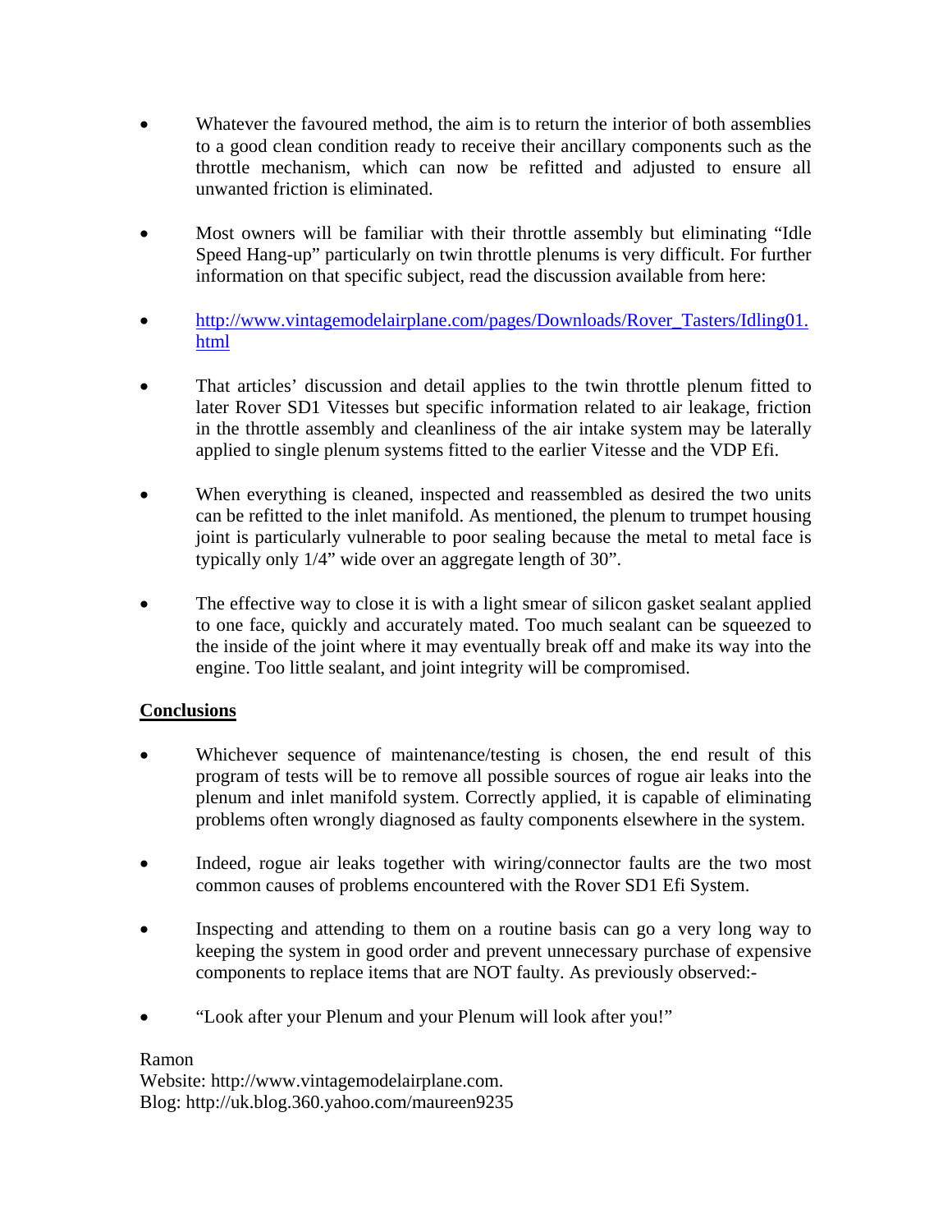- Whatever the favoured method, the aim is to return the interior of both assemblies to a good clean condition ready to receive their ancillary components such as the throttle mechanism, which can now be refitted and adjusted to ensure all unwanted friction is eliminated.

- Most owners will be familiar with their throttle assembly but eliminating "Idle Speed Hang-up" particularly on twin throttle plenums is very difficult. For further information on that specific subject, read the discussion available from here:

- http://www.vintagemodelairplane.com/pages/Downloads/Rover_Tasters/Idling01.html

- That articles' discussion and detail applies to the twin throttle plenum fitted to later Rover SD1 Vitesses but specific information related to air leakage, friction in the throttle assembly and cleanliness of the air intake system may be laterally applied to single plenum systems fitted to the earlier Vitesse and the VDP Efi.

- When everything is cleaned, inspected and reassembled as desired the two units can be refitted to the inlet manifold. As mentioned, the plenum to trumpet housing joint is particularly vulnerable to poor sealing because the metal to metal face is typically only 1/4" wide over an aggregate length of 30".

- The effective way to close it is with a light smear of silicon gasket sealant applied to one face, quickly and accurately mated. Too much sealant can be squeezed to the inside of the joint where it may eventually break off and make its way into the engine. Too little sealant, and joint integrity will be compromised.

## Conclusions

- Whichever sequence of maintenance/testing is chosen, the end result of this program of tests will be to remove all possible sources of rogue air leaks into the plenum and inlet manifold system. Correctly applied, it is capable of eliminating problems often wrongly diagnosed as faulty components elsewhere in the system.

- Indeed, rogue air leaks together with wiring/connector faults are the two most common causes of problems encountered with the Rover SD1 Efi System.

- Inspecting and attending to them on a routine basis can go a very long way to keeping the system in good order and prevent unnecessary purchase of expensive components to replace items that are NOT faulty. As previously observed:-

- "Look after your Plenum and your Plenum will look after you!"

Ramon
Website: http://www.vintagemodelairplane.com.
Blog: http://uk.blog.360.yahoo.com/maureen9235